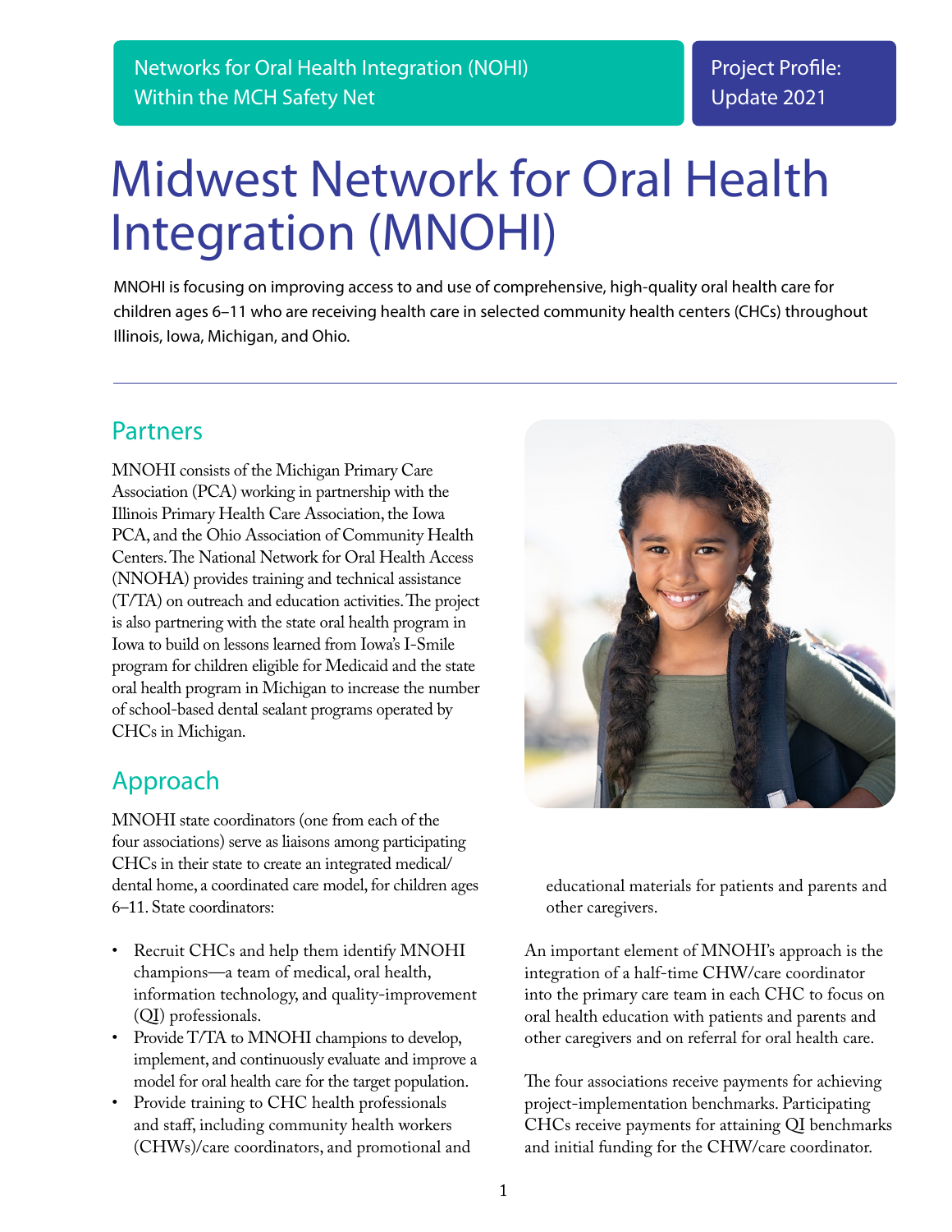Networks for Oral Health Integration (NOHI) Within the MCH Safety Net

Project Profile: Update 2021

# Midwest Network for Oral Health Integration (MNOHI)

MNOHI is focusing on improving access to and use of comprehensive, high-quality oral health care for children ages 6–11 who are receiving health care in selected community health centers (CHCs) throughout Illinois, Iowa, Michigan, and Ohio.

## Partners

MNOHI consists of the Michigan Primary Care Association (PCA) working in partnership with the Illinois Primary Health Care Association, the Iowa PCA, and the Ohio Association of Community Health Centers. The National Network for Oral Health Access (NNOHA) provides training and technical assistance (T/TA) on outreach and education activities. The project is also partnering with the state oral health program in Iowa to build on lessons learned from Iowa's I-Smile program for children eligible for Medicaid and the state oral health program in Michigan to increase the number of school-based dental sealant programs operated by CHCs in Michigan.

## Approach

MNOHI state coordinators (one from each of the four associations) serve as liaisons among participating CHCs in their state to create an integrated medical/dental home, a coordinated care model, for children ages 6–11. State coordinators:

- Recruit CHCs and help them identify MNOHI champions—a team of medical, oral health, information technology, and quality-improvement (QI) professionals.
- Provide T/TA to MNOHI champions to develop, implement, and continuously evaluate and improve a model for oral health care for the target population.
- Provide training to CHC health professionals and staff, including community health workers (CHWs)/care coordinators, and promotional and educational materials for patients and parents and other caregivers.

An important element of MNOHI's approach is the integration of a half-time CHW/care coordinator into the primary care team in each CHC to focus on oral health education with patients and parents and other caregivers and on referral for oral health care.

The four associations receive payments for achieving project-implementation benchmarks. Participating CHCs receive payments for attaining QI benchmarks and initial funding for the CHW/care coordinator.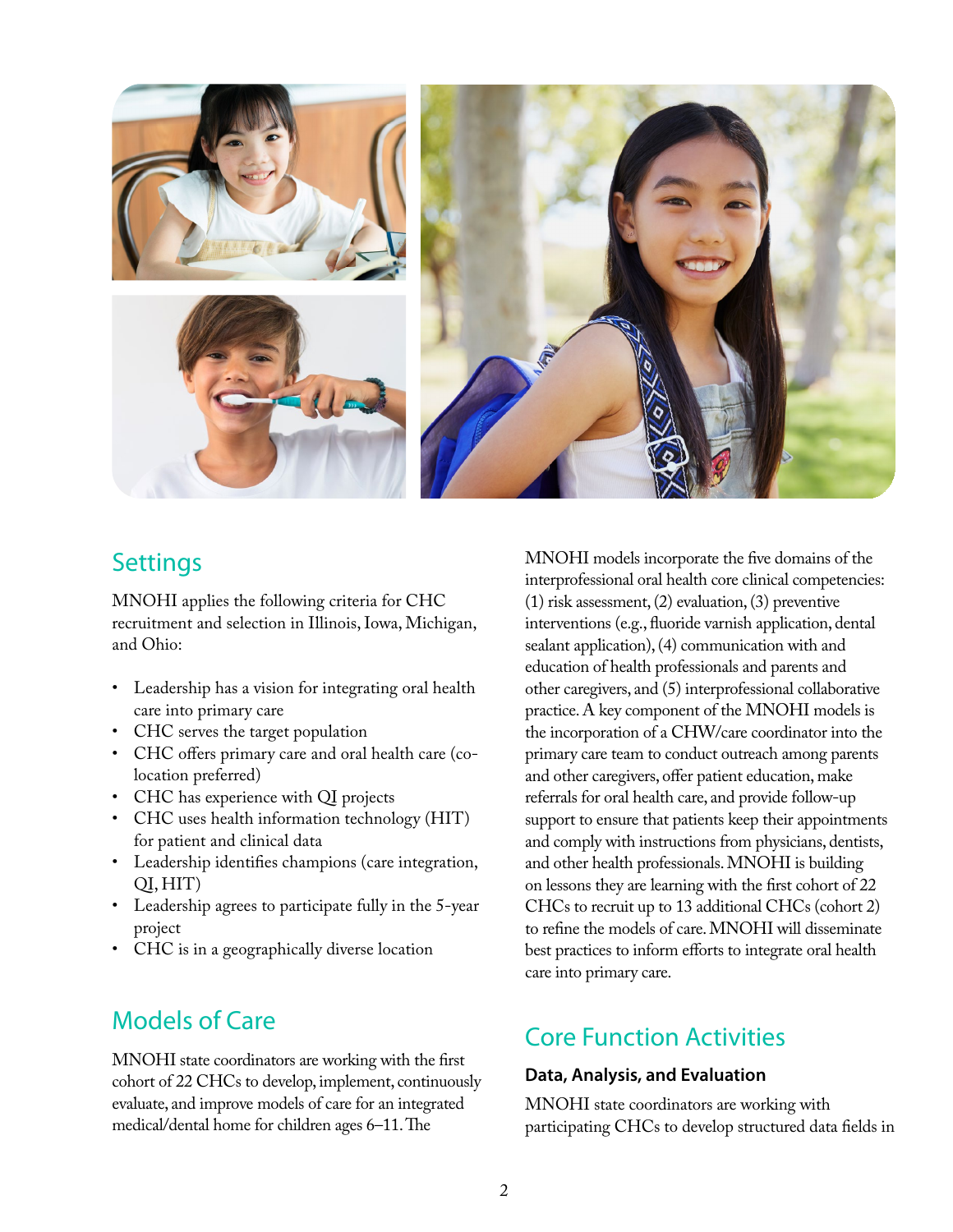## Settings

MNOHI applies the following criteria for CHC recruitment and selection in Illinois, Iowa, Michigan, and Ohio:

- Leadership has a vision for integrating oral health care into primary care
- CHC serves the target population
- CHC offers primary care and oral health care (co-location preferred)
- CHC has experience with QI projects
- CHC uses health information technology (HIT) for patient and clinical data
- Leadership identifies champions (care integration, QI, HIT)
- Leadership agrees to participate fully in the 5-year project
- CHC is in a geographically diverse location

## Models of Care

MNOHI state coordinators are working with the first cohort of 22 CHCs to develop, implement, continuously evaluate, and improve models of care for an integrated medical/dental home for children ages 6–11. The MNOHI models incorporate the five domains of the interprofessional oral health core clinical competencies: (1) risk assessment, (2) evaluation, (3) preventive interventions (e.g., fluoride varnish application, dental sealant application), (4) communication with and education of health professionals and parents and other caregivers, and (5) interprofessional collaborative practice. A key component of the MNOHI models is the incorporation of a CHW/care coordinator into the primary care team to conduct outreach among parents and other caregivers, offer patient education, make referrals for oral health care, and provide follow-up support to ensure that patients keep their appointments and comply with instructions from physicians, dentists, and other health professionals. MNOHI is building on lessons they are learning with the first cohort of 22 CHCs to recruit up to 13 additional CHCs (cohort 2) to refine the models of care. MNOHI will disseminate best practices to inform efforts to integrate oral health care into primary care.

## Core Function Activities

### Data, Analysis, and Evaluation

MNOHI state coordinators are working with participating CHCs to develop structured data fields in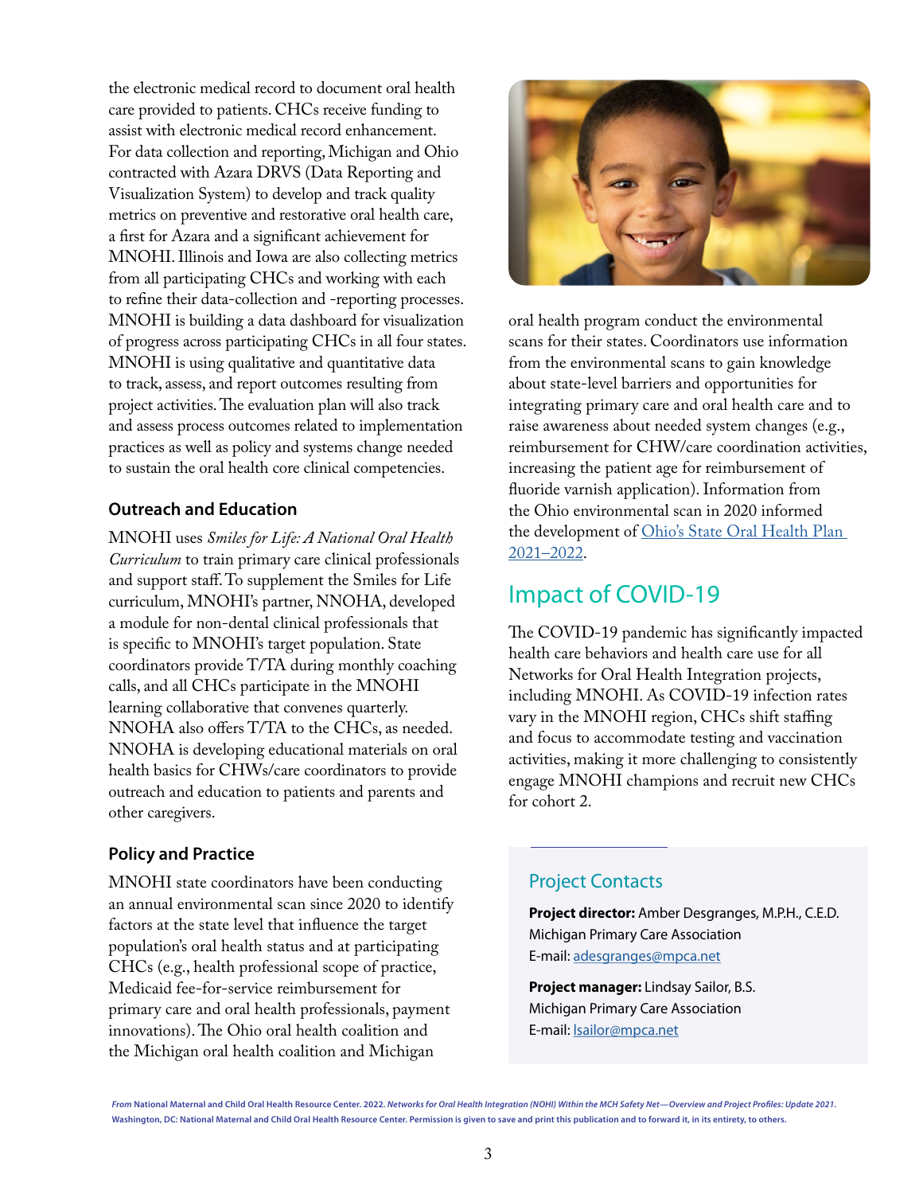the electronic medical record to document oral health care provided to patients. CHCs receive funding to assist with electronic medical record enhancement. For data collection and reporting, Michigan and Ohio contracted with Azara DRVS (Data Reporting and Visualization System) to develop and track quality metrics on preventive and restorative oral health care, a first for Azara and a significant achievement for MNOHI. Illinois and Iowa are also collecting metrics from all participating CHCs and working with each to refine their data-collection and -reporting processes. MNOHI is building a data dashboard for visualization of progress across participating CHCs in all four states. MNOHI is using qualitative and quantitative data to track, assess, and report outcomes resulting from project activities. The evaluation plan will also track and assess process outcomes related to implementation practices as well as policy and systems change needed to sustain the oral health core clinical competencies.

### Outreach and Education

MNOHI uses *Smiles for Life: A National Oral Health Curriculum* to train primary care clinical professionals and support staff. To supplement the Smiles for Life curriculum, MNOHI's partner, NNOHA, developed a module for non-dental clinical professionals that is specific to MNOHI's target population. State coordinators provide T/TA during monthly coaching calls, and all CHCs participate in the MNOHI learning collaborative that convenes quarterly. NNOHA also offers T/TA to the CHCs, as needed. NNOHA is developing educational materials on oral health basics for CHWs/care coordinators to provide outreach and education to patients and parents and other caregivers.

### Policy and Practice

MNOHI state coordinators have been conducting an annual environmental scan since 2020 to identify factors at the state level that influence the target population's oral health status and at participating CHCs (e.g., health professional scope of practice, Medicaid fee-for-service reimbursement for primary care and oral health professionals, payment innovations). The Ohio oral health coalition and the Michigan oral health coalition and Michigan oral health program conduct the environmental scans for their states. Coordinators use information from the environmental scans to gain knowledge about state-level barriers and opportunities for integrating primary care and oral health care and to raise awareness about needed system changes (e.g., reimbursement for CHW/care coordination activities, increasing the patient age for reimbursement of fluoride varnish application). Information from the Ohio environmental scan in 2020 informed the development of Ohio's State Oral Health Plan 2021–2022.

## Impact of COVID-19

The COVID-19 pandemic has significantly impacted health care behaviors and health care use for all Networks for Oral Health Integration projects, including MNOHI. As COVID-19 infection rates vary in the MNOHI region, CHCs shift staffing and focus to accommodate testing and vaccination activities, making it more challenging to consistently engage MNOHI champions and recruit new CHCs for cohort 2.

### Project Contacts

**Project director:** Amber Desgranges, M.P.H., C.E.D.
Michigan Primary Care Association
E-mail: adesgranges@mpca.net

**Project manager:** Lindsay Sailor, B.S.
Michigan Primary Care Association
E-mail: lsailor@mpca.net

*From* National Maternal and Child Oral Health Resource Center. 2022. *Networks for Oral Health Integration (NOHI) Within the MCH Safety Net—Overview and Project Profiles: Update 2021*. Washington, DC: National Maternal and Child Oral Health Resource Center. Permission is given to save and print this publication and to forward it, in its entirety, to others.